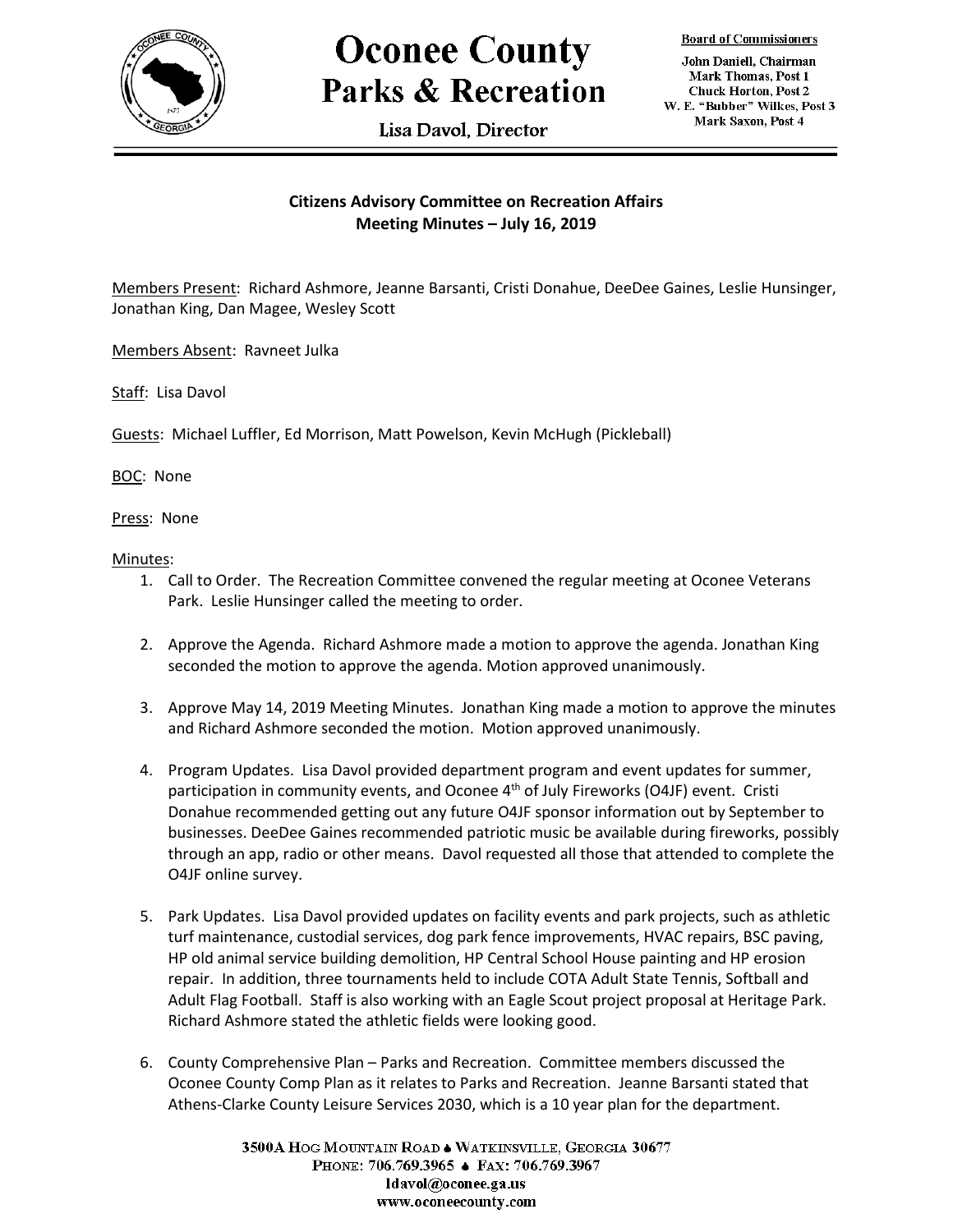# Oconee County
## Parks & Recreation

Lisa Davol, Director

**Board of Commissioners**

John Daniell, Chairman
Mark Thomas, Post 1
Chuck Horton, Post 2
W. E. "Bubber" Wilkes, Post 3
Mark Saxon, Post 4

---

### Citizens Advisory Committee on Recreation Affairs
### Meeting Minutes – July 16, 2019

Members Present: Richard Ashmore, Jeanne Barsanti, Cristi Donahue, DeeDee Gaines, Leslie Hunsinger, Jonathan King, Dan Magee, Wesley Scott

Members Absent: Ravneet Julka

Staff: Lisa Davol

Guests: Michael Luffler, Ed Morrison, Matt Powelson, Kevin McHugh (Pickleball)

BOC: None

Press: None

Minutes:

1. Call to Order. The Recreation Committee convened the regular meeting at Oconee Veterans Park. Leslie Hunsinger called the meeting to order.

2. Approve the Agenda. Richard Ashmore made a motion to approve the agenda. Jonathan King seconded the motion to approve the agenda. Motion approved unanimously.

3. Approve May 14, 2019 Meeting Minutes. Jonathan King made a motion to approve the minutes and Richard Ashmore seconded the motion. Motion approved unanimously.

4. Program Updates. Lisa Davol provided department program and event updates for summer, participation in community events, and Oconee 4th of July Fireworks (O4JF) event. Cristi Donahue recommended getting out any future O4JF sponsor information out by September to businesses. DeeDee Gaines recommended patriotic music be available during fireworks, possibly through an app, radio or other means. Davol requested all those that attended to complete the O4JF online survey.

5. Park Updates. Lisa Davol provided updates on facility events and park projects, such as athletic turf maintenance, custodial services, dog park fence improvements, HVAC repairs, BSC paving, HP old animal service building demolition, HP Central School House painting and HP erosion repair. In addition, three tournaments held to include COTA Adult State Tennis, Softball and Adult Flag Football. Staff is also working with an Eagle Scout project proposal at Heritage Park. Richard Ashmore stated the athletic fields were looking good.

6. County Comprehensive Plan – Parks and Recreation. Committee members discussed the Oconee County Comp Plan as it relates to Parks and Recreation. Jeanne Barsanti stated that Athens-Clarke County Leisure Services 2030, which is a 10 year plan for the department.

3500A Hog Mountain Road ♠ Watkinsville, Georgia 30677
Phone: 706.769.3965 ♠ Fax: 706.769.3967
ldavol@oconee.ga.us
www.oconeecounty.com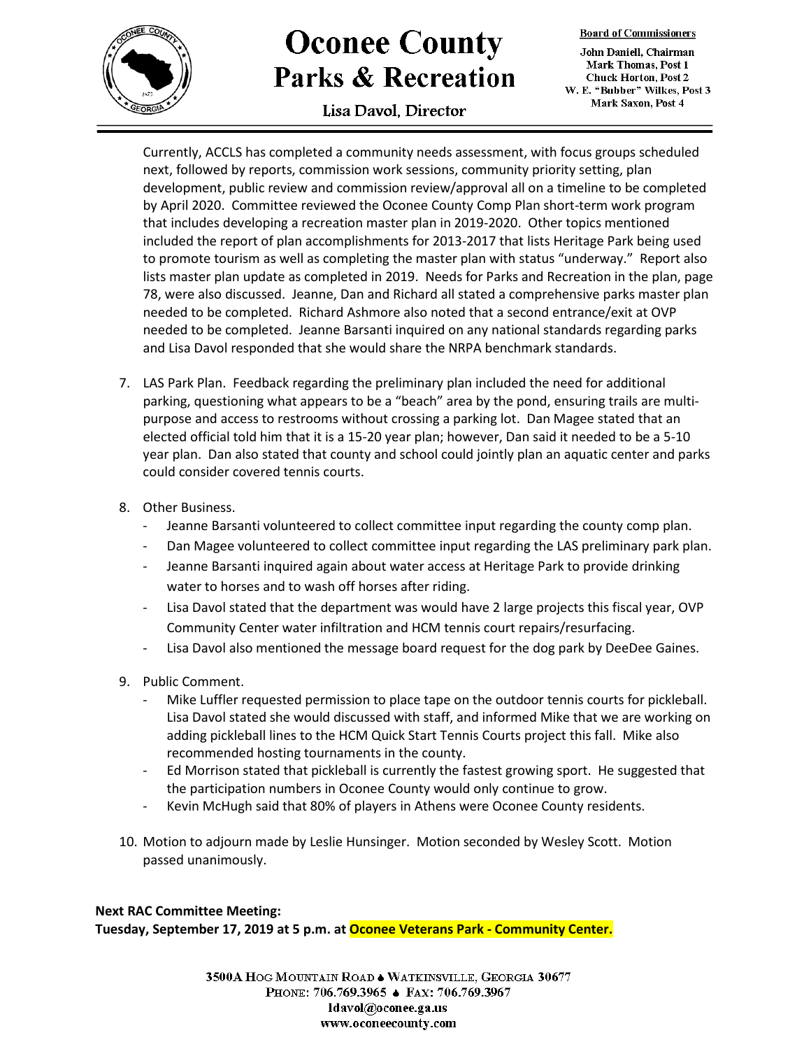Currently, ACCLS has completed a community needs assessment, with focus groups scheduled next, followed by reports, commission work sessions, community priority setting, plan development, public review and commission review/approval all on a timeline to be completed by April 2020. Committee reviewed the Oconee County Comp Plan short-term work program that includes developing a recreation master plan in 2019-2020. Other topics mentioned included the report of plan accomplishments for 2013-2017 that lists Heritage Park being used to promote tourism as well as completing the master plan with status "underway." Report also lists master plan update as completed in 2019. Needs for Parks and Recreation in the plan, page 78, were also discussed. Jeanne, Dan and Richard all stated a comprehensive parks master plan needed to be completed. Richard Ashmore also noted that a second entrance/exit at OVP needed to be completed. Jeanne Barsanti inquired on any national standards regarding parks and Lisa Davol responded that she would share the NRPA benchmark standards.

7. LAS Park Plan. Feedback regarding the preliminary plan included the need for additional parking, questioning what appears to be a "beach" area by the pond, ensuring trails are multi-purpose and access to restrooms without crossing a parking lot. Dan Magee stated that an elected official told him that it is a 15-20 year plan; however, Dan said it needed to be a 5-10 year plan. Dan also stated that county and school could jointly plan an aquatic center and parks could consider covered tennis courts.

8. Other Business.
   - Jeanne Barsanti volunteered to collect committee input regarding the county comp plan.
   - Dan Magee volunteered to collect committee input regarding the LAS preliminary park plan.
   - Jeanne Barsanti inquired again about water access at Heritage Park to provide drinking water to horses and to wash off horses after riding.
   - Lisa Davol stated that the department was would have 2 large projects this fiscal year, OVP Community Center water infiltration and HCM tennis court repairs/resurfacing.
   - Lisa Davol also mentioned the message board request for the dog park by DeeDee Gaines.

9. Public Comment.
   - Mike Luffler requested permission to place tape on the outdoor tennis courts for pickleball. Lisa Davol stated she would discussed with staff, and informed Mike that we are working on adding pickleball lines to the HCM Quick Start Tennis Courts project this fall. Mike also recommended hosting tournaments in the county.
   - Ed Morrison stated that pickleball is currently the fastest growing sport. He suggested that the participation numbers in Oconee County would only continue to grow.
   - Kevin McHugh said that 80% of players in Athens were Oconee County residents.

10. Motion to adjourn made by Leslie Hunsinger. Motion seconded by Wesley Scott. Motion passed unanimously.

**Next RAC Committee Meeting:**
**Tuesday, September 17, 2019 at 5 p.m. at Oconee Veterans Park - Community Center.**